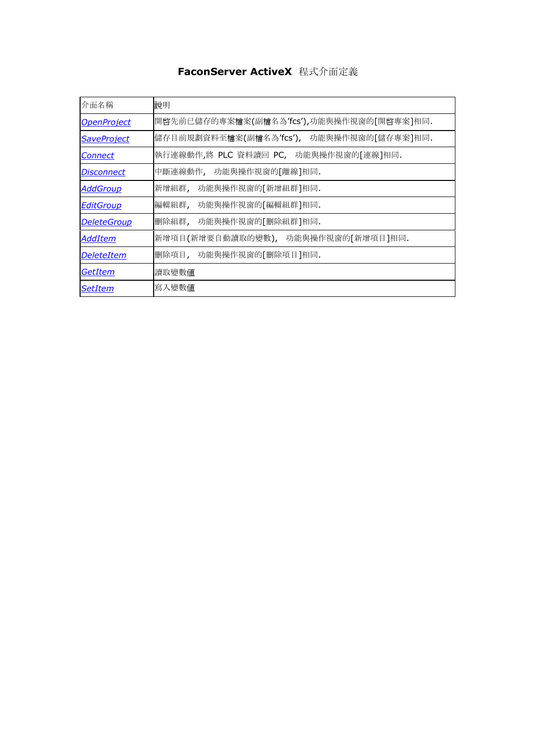# FaconServer ActiveX 程式介面定義

| 介面名稱 | 說明 |
| --- | --- |
| *OpenProject* | 開啓先前已儲存的專案檔案(副檔名為'fcs'),功能與操作視窗的[開啓專案]相同. |
| *SaveProject* | 儲存目前規劃資料至檔案(副檔名為'fcs'), 功能與操作視窗的[儲存專案]相同. |
| *Connect* | 執行連線動作,將 PLC 資料讀回 PC, 功能與操作視窗的[連線]相同. |
| *Disconnect* | 中斷連線動作, 功能與操作視窗的[離線]相同. |
| *AddGroup* | 新增組群, 功能與操作視窗的[新增組群]相同. |
| *EditGroup* | 編輯組群, 功能與操作視窗的[編輯組群]相同. |
| *DeleteGroup* | 刪除組群, 功能與操作視窗的[刪除組群]相同. |
| *AddItem* | 新增項目(新增要自動讀取的變數), 功能與操作視窗的[新增項目]相同. |
| *DeleteItem* | 刪除項目, 功能與操作視窗的[刪除項目]相同. |
| *GetItem* | 讀取變數值 |
| *SetItem* | 寫入變數值 |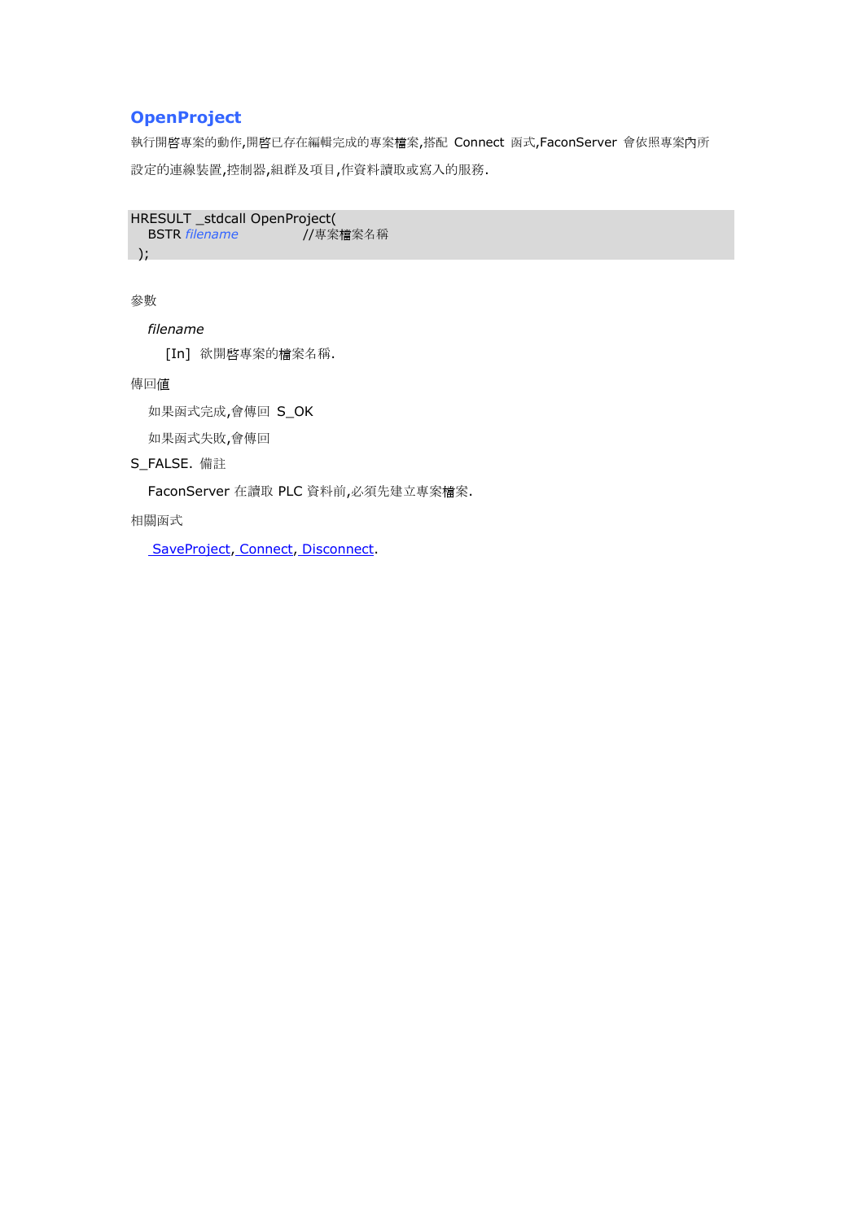## OpenProject

執行開啓專案的動作,開啓已存在編輯完成的專案檔案,搭配 Connect 函式,FaconServer 會依照專案內所設定的連線裝置,控制器,組群及項目,作資料讀取或寫入的服務.

```
HRESULT _stdcall OpenProject(
   BSTR filename            //專案檔案名稱
 );
```

參數

*filename*

[In] 欲開啓專案的檔案名稱.

傳回值

如果函式完成,會傳回 S_OK

如果函式失敗,會傳回

S_FALSE. 備註

FaconServer 在讀取 PLC 資料前,必須先建立專案檔案.

相關函式

SaveProject, Connect, Disconnect.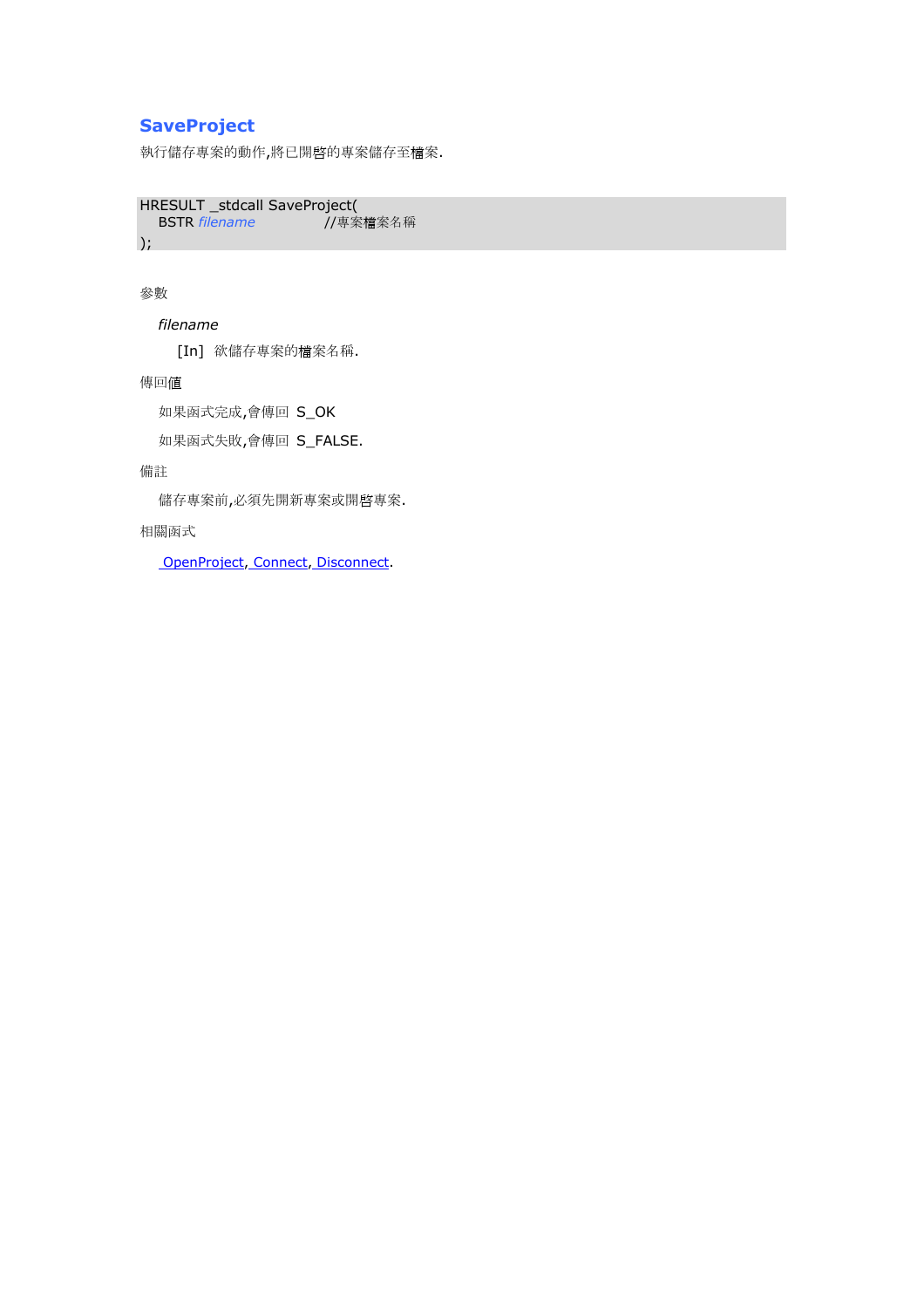## SaveProject

執行儲存專案的動作,將已開啓的專案儲存至檔案.

```
HRESULT _stdcall SaveProject(
    BSTR filename              //專案檔案名稱
);
```

參數

*filename*

[In] 欲儲存專案的檔案名稱.

傳回值

如果函式完成,會傳回 S_OK

如果函式失敗,會傳回 S_FALSE.

備註

儲存專案前,必須先開新專案或開啓專案.

相關函式

OpenProject, Connect, Disconnect.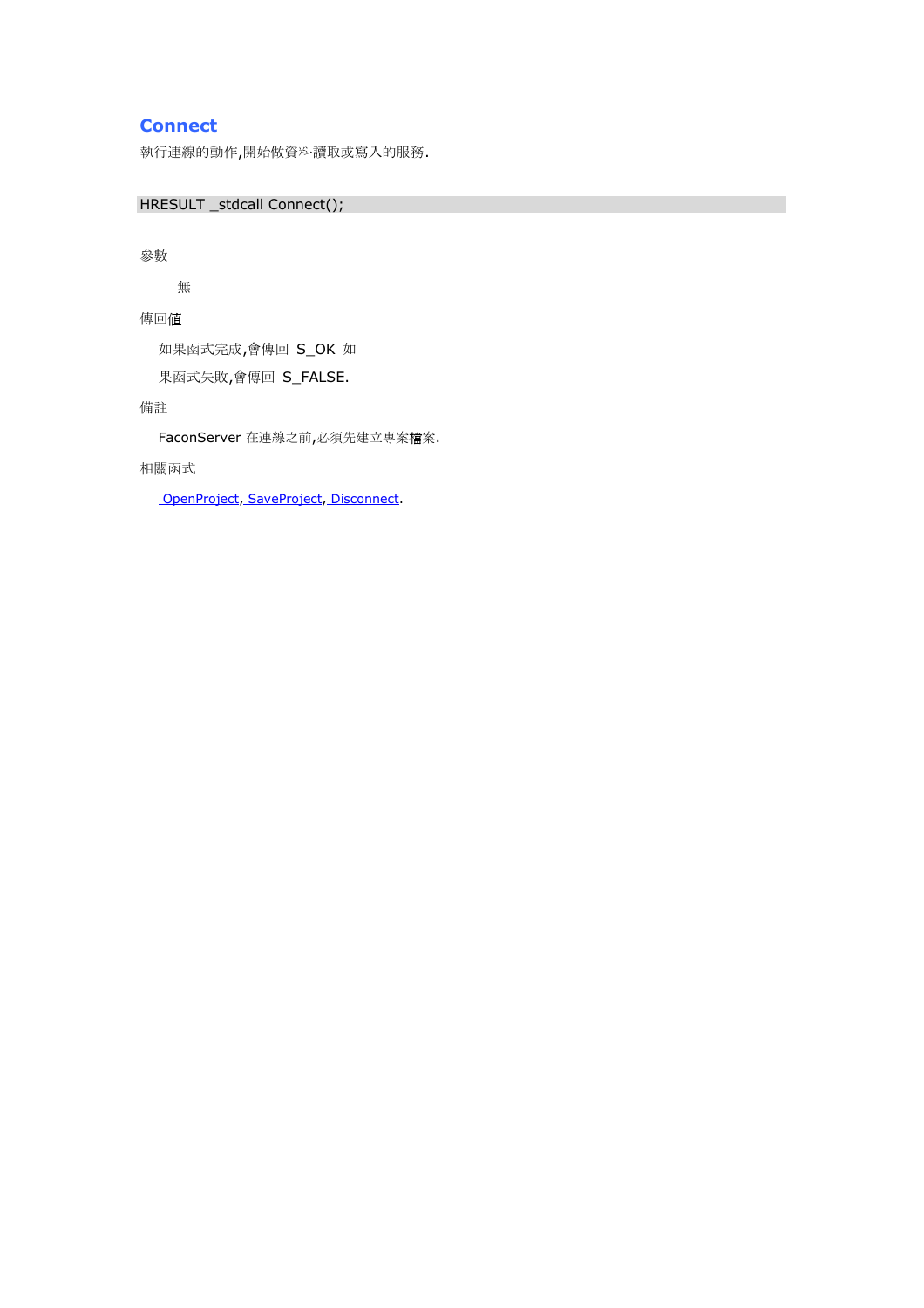## Connect

執行連線的動作,開始做資料讀取或寫入的服務.

```
HRESULT _stdcall Connect();
```

參數

無

傳回值

如果函式完成,會傳回 S_OK 如果函式失敗,會傳回 S_FALSE.

備註

FaconServer 在連線之前,必須先建立專案檔案.

相關函式

OpenProject, SaveProject, Disconnect.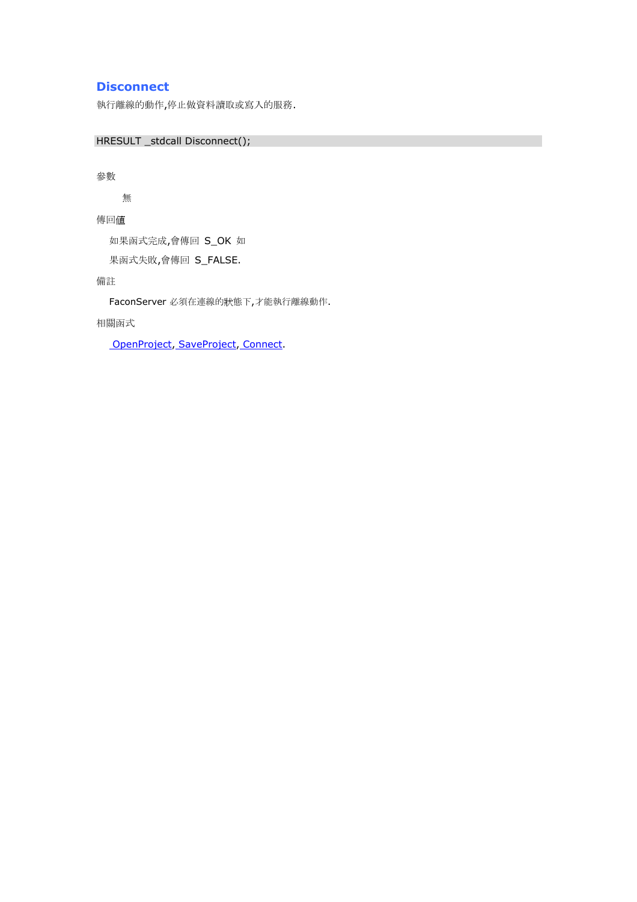## Disconnect

執行離線的動作,停止做資料讀取或寫入的服務.

```
HRESULT _stdcall Disconnect();
```

參數

無

傳回值

如果函式完成,會傳回 S_OK 如果函式失敗,會傳回 S_FALSE.

備註

FaconServer 必須在連線的狀態下,才能執行離線動作.

相關函式

OpenProject, SaveProject, Connect.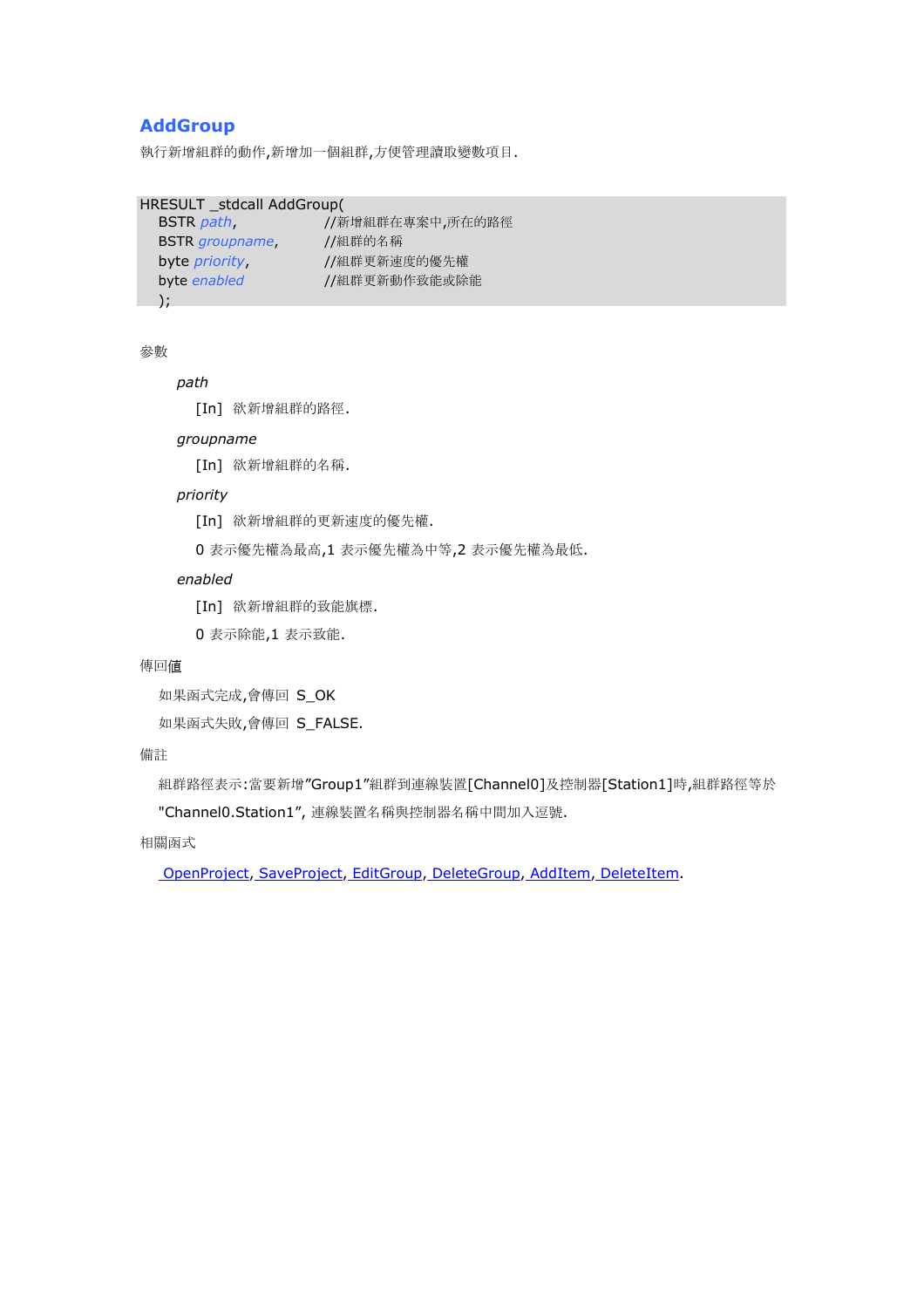## AddGroup

執行新增組群的動作,新增加一個組群,方便管理讀取變數項目.

```
HRESULT _stdcall AddGroup(
   BSTR path,              //新增組群在專案中,所在的路徑
   BSTR groupname,         //組群的名稱
   byte priority,          //組群更新速度的優先權
   byte enabled            //組群更新動作致能或除能
   );
```

參數

*path*

[In] 欲新增組群的路徑.

*groupname*

[In] 欲新增組群的名稱.

*priority*

[In] 欲新增組群的更新速度的優先權.

0 表示優先權為最高,1 表示優先權為中等,2 表示優先權為最低.

*enabled*

[In] 欲新增組群的致能旗標.

0 表示除能,1 表示致能.

傳回值

如果函式完成,會傳回 S_OK

如果函式失敗,會傳回 S_FALSE.

備註

組群路徑表示:當要新增"Group1"組群到連線裝置[Channel0]及控制器[Station1]時,組群路徑等於 "Channel0.Station1", 連線裝置名稱與控制器名稱中間加入逗號.

相關函式

OpenProject, SaveProject, EditGroup, DeleteGroup, AddItem, DeleteItem.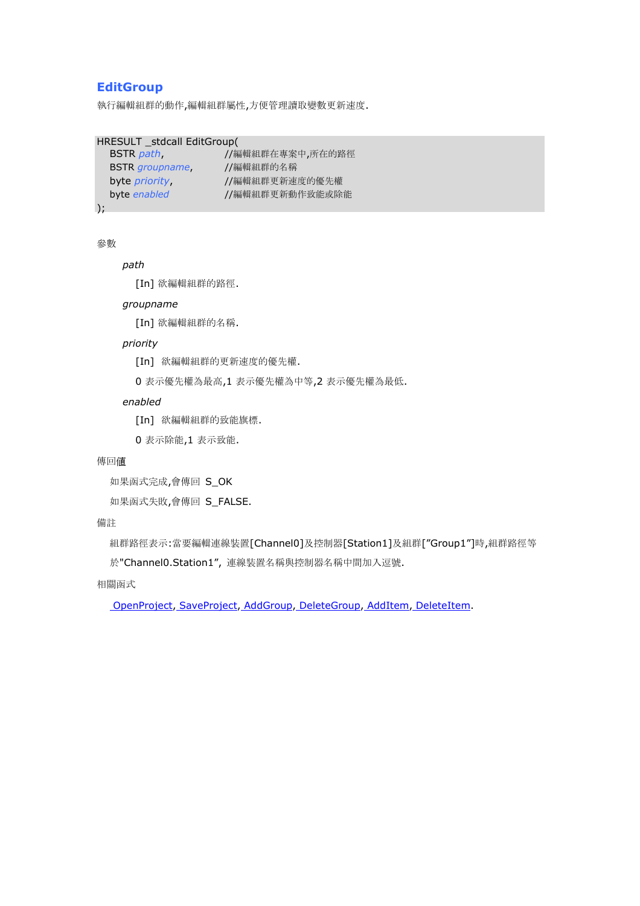## EditGroup

執行編輯組群的動作,編輯組群屬性,方便管理讀取變數更新速度.

```
HRESULT _stdcall EditGroup(
    BSTR path,              //編輯組群在專案中,所在的路徑
    BSTR groupname,         //編輯組群的名稱
    byte priority,          //編輯組群更新速度的優先權
    byte enabled            //編輯組群更新動作致能或除能
);
```

參數

*path*

[In] 欲編輯組群的路徑.

*groupname*

[In] 欲編輯組群的名稱.

*priority*

[In] 欲編輯組群的更新速度的優先權.

0 表示優先權為最高,1 表示優先權為中等,2 表示優先權為最低.

*enabled*

[In] 欲編輯組群的致能旗標.

0 表示除能,1 表示致能.

傳回值

如果函式完成,會傳回 S_OK

如果函式失敗,會傳回 S_FALSE.

備註

組群路徑表示:當要編輯連線裝置[Channel0]及控制器[Station1]及組群[”Group1”]時,組群路徑等於"Channel0.Station1”, 連線裝置名稱與控制器名稱中間加入逗號.

相關函式

OpenProject, SaveProject, AddGroup, DeleteGroup, AddItem, DeleteItem.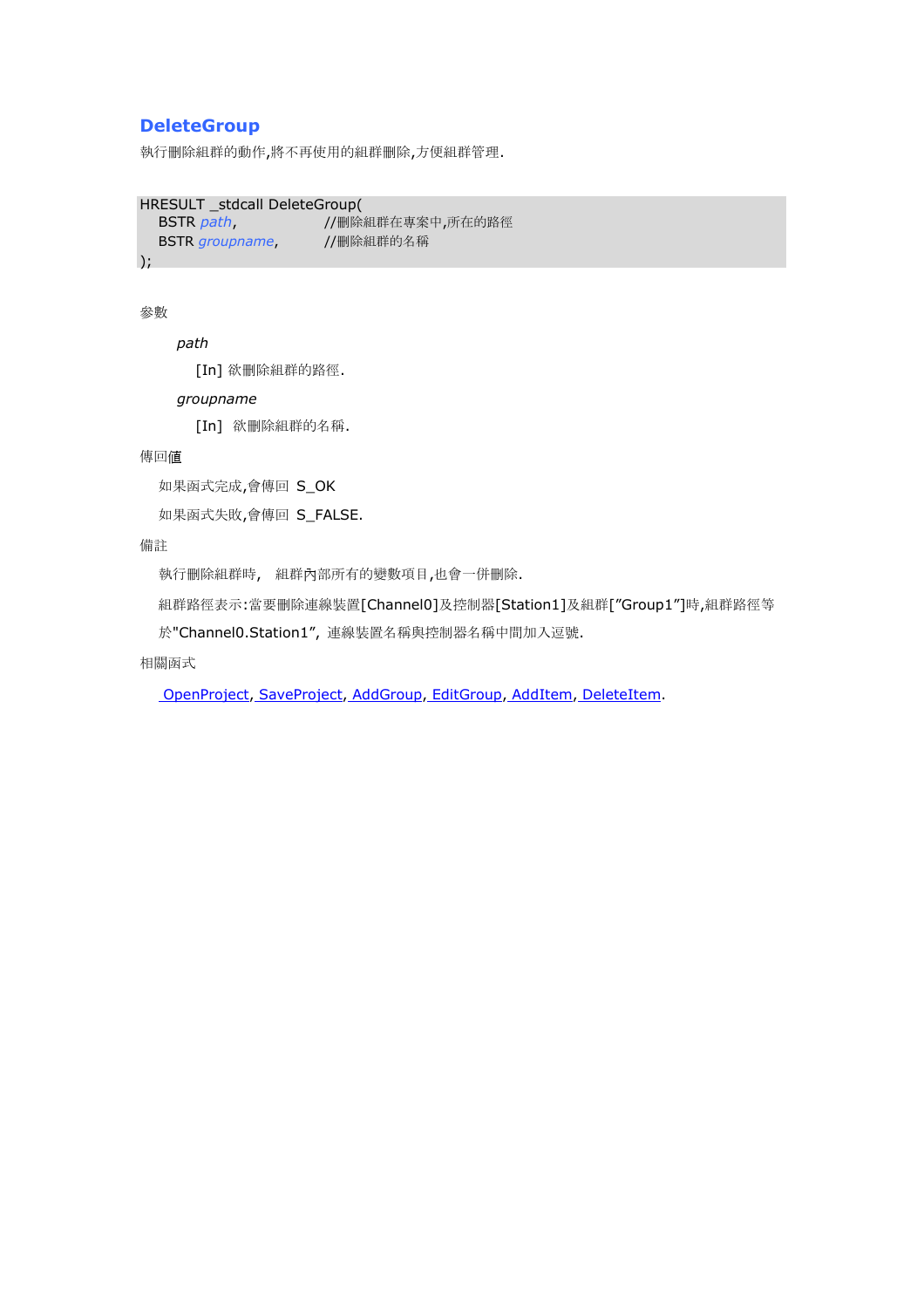## DeleteGroup

執行刪除組群的動作,將不再使用的組群刪除,方便組群管理.

```
HRESULT _stdcall DeleteGroup(
    BSTR path,              //刪除組群在專案中,所在的路徑
    BSTR groupname,         //刪除組群的名稱
);
```

參數

*path*

[In] 欲刪除組群的路徑.

*groupname*

[In] 欲刪除組群的名稱.

傳回值

如果函式完成,會傳回 S_OK

如果函式失敗,會傳回 S_FALSE.

備註

執行刪除組群時, 組群內部所有的變數項目,也會一併刪除.

組群路徑表示:當要刪除連線裝置[Channel0]及控制器[Station1]及組群["Group1"]時,組群路徑等於"Channel0.Station1", 連線裝置名稱與控制器名稱中間加入逗號.

相關函式

OpenProject, SaveProject, AddGroup, EditGroup, AddItem, DeleteItem.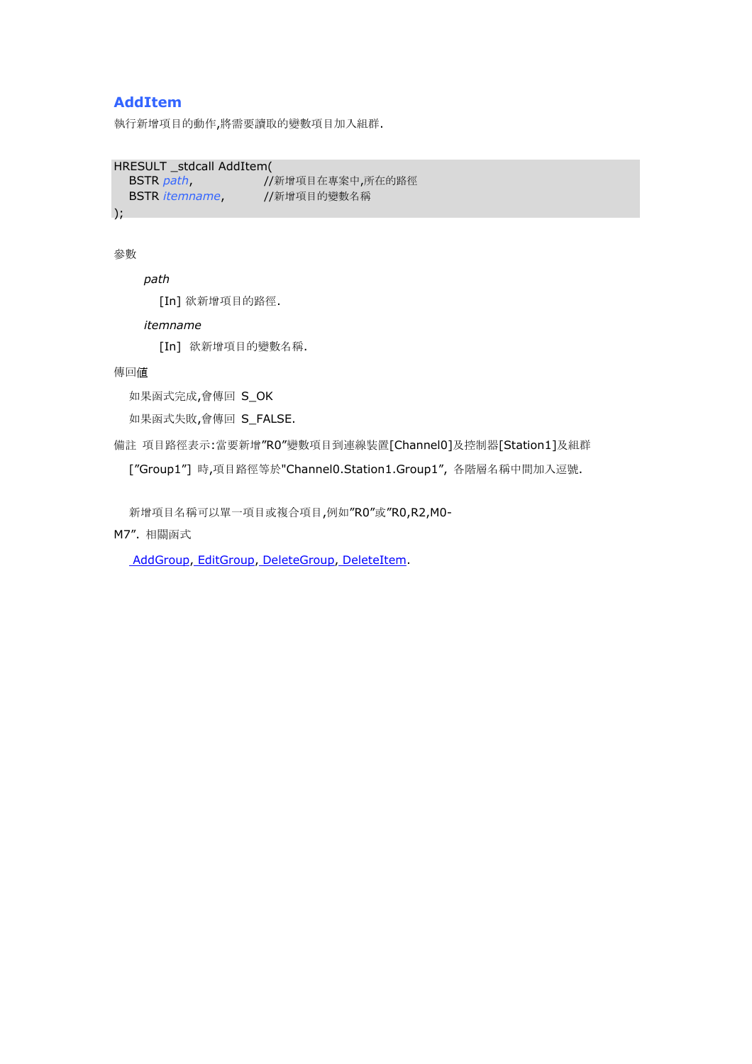## AddItem

執行新增項目的動作,將需要讀取的變數項目加入組群.

```
HRESULT _stdcall AddItem(
    BSTR path,              //新增項目在專案中,所在的路徑
    BSTR itemname,          //新增項目的變數名稱
);
```

參數

*path*

[In] 欲新增項目的路徑.

*itemname*

[In] 欲新增項目的變數名稱.

傳回值

如果函式完成,會傳回 S_OK

如果函式失敗,會傳回 S_FALSE.

備註 項目路徑表示:當要新增"R0"變數項目到連線裝置[Channel0]及控制器[Station1]及組群

["Group1"] 時,項目路徑等於"Channel0.Station1.Group1", 各階層名稱中間加入逗號.

新增項目名稱可以單一項目或複合項目,例如"R0"或"R0,R2,M0-M7". 相關函式

AddGroup, EditGroup, DeleteGroup, DeleteItem.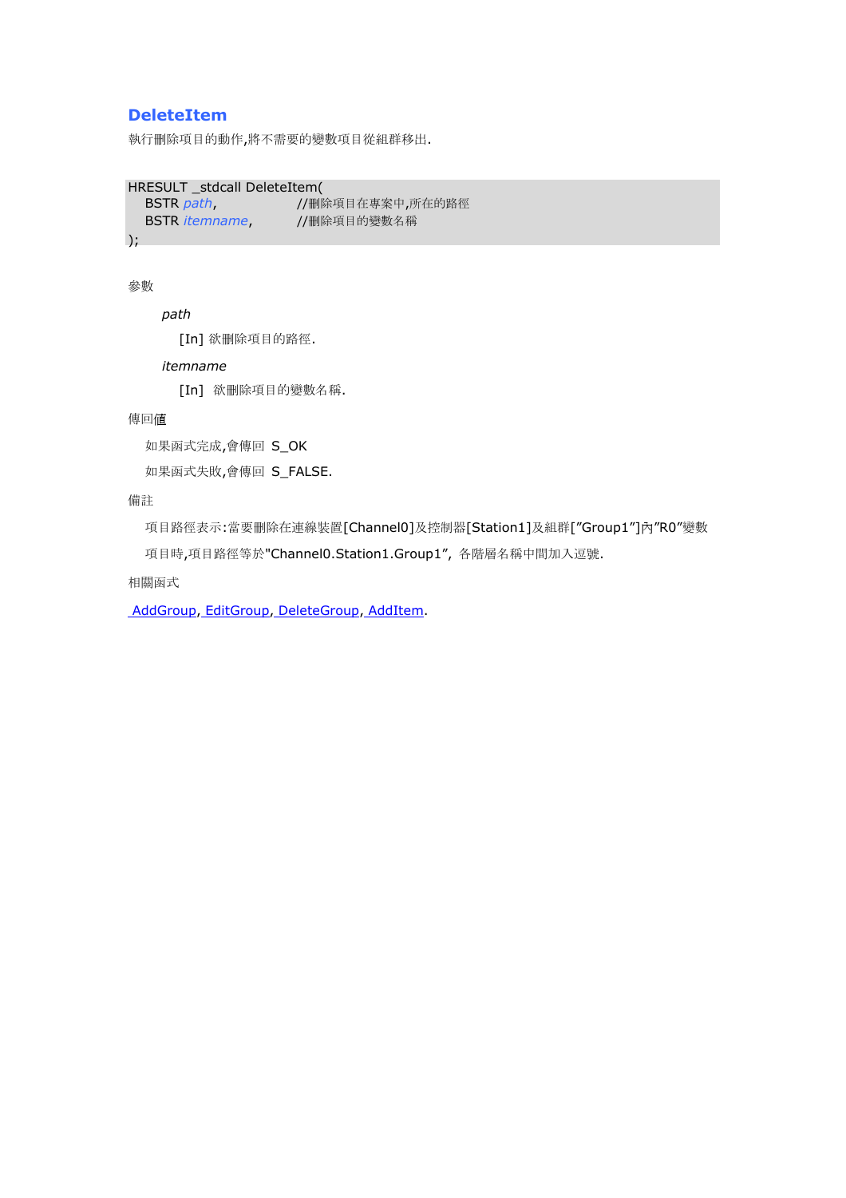## DeleteItem

執行刪除項目的動作,將不需要的變數項目從組群移出.

```
HRESULT _stdcall DeleteItem(
    BSTR path,              //刪除項目在專案中,所在的路徑
    BSTR itemname,          //刪除項目的變數名稱
);
```

參數

*path*

[In] 欲刪除項目的路徑.

*itemname*

[In] 欲刪除項目的變數名稱.

傳回値

如果函式完成,會傳回 S_OK

如果函式失敗,會傳回 S_FALSE.

備註

項目路徑表示:當要刪除在連線裝置[Channel0]及控制器[Station1]及組群[”Group1”]內”R0”變數項目時,項目路徑等於"Channel0.Station1.Group1”, 各階層名稱中間加入逗號.

相關函式

AddGroup, EditGroup, DeleteGroup, AddItem.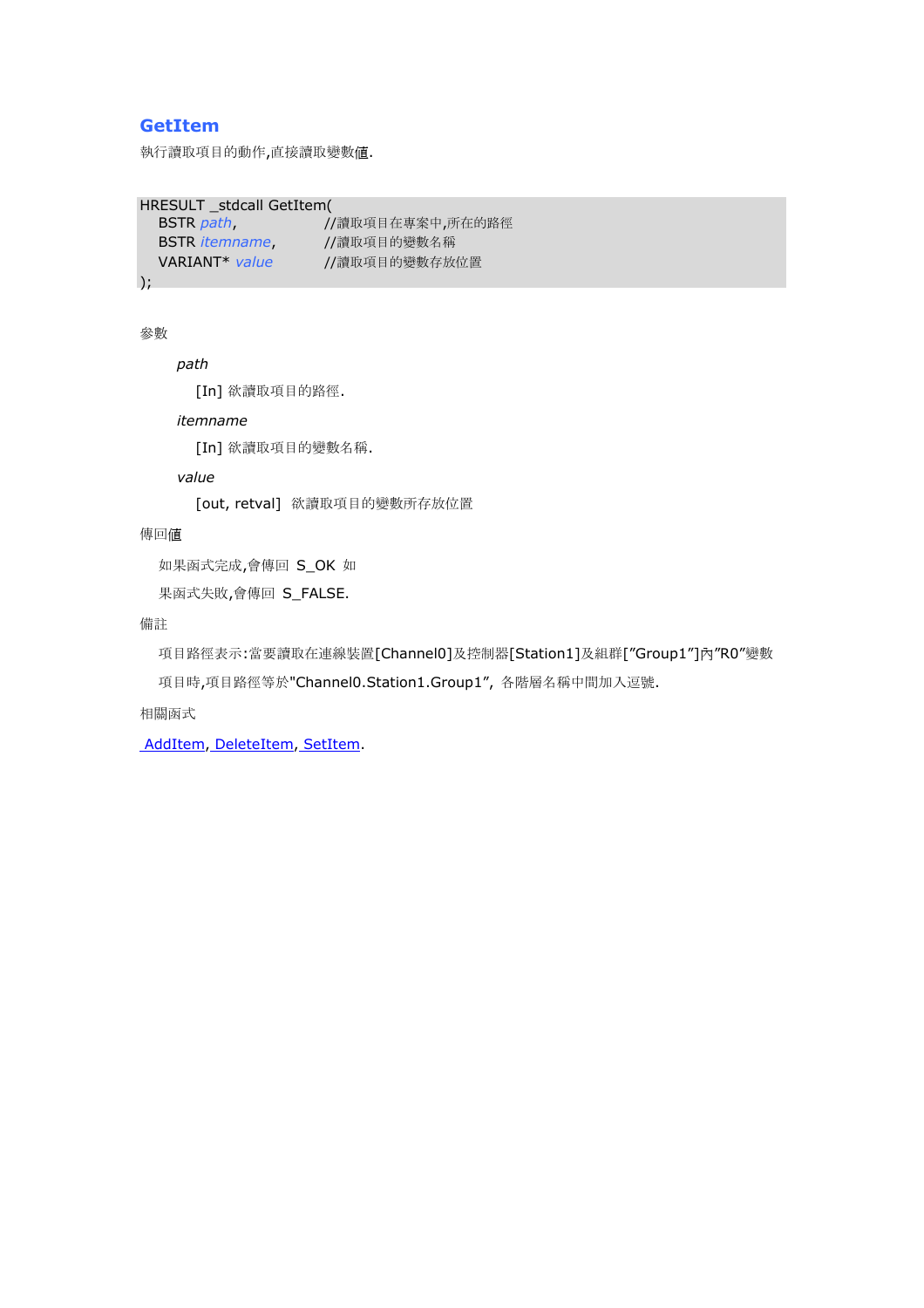## GetItem

執行讀取項目的動作,直接讀取變數值.

```
HRESULT _stdcall GetItem(
    BSTR path,              //讀取項目在專案中,所在的路徑
    BSTR itemname,          //讀取項目的變數名稱
    VARIANT* value          //讀取項目的變數存放位置
);
```

參數

*path*

[In] 欲讀取項目的路徑.

*itemname*

[In] 欲讀取項目的變數名稱.

*value*

[out, retval] 欲讀取項目的變數所存放位置

傳回值

如果函式完成,會傳回 S_OK 如果函式失敗,會傳回 S_FALSE.

備註

項目路徑表示:當要讀取在連線裝置[Channel0]及控制器[Station1]及組群[”Group1”]內”R0”變數項目時,項目路徑等於"Channel0.Station1.Group1”, 各階層名稱中間加入逗號.

相關函式

AddItem, DeleteItem, SetItem.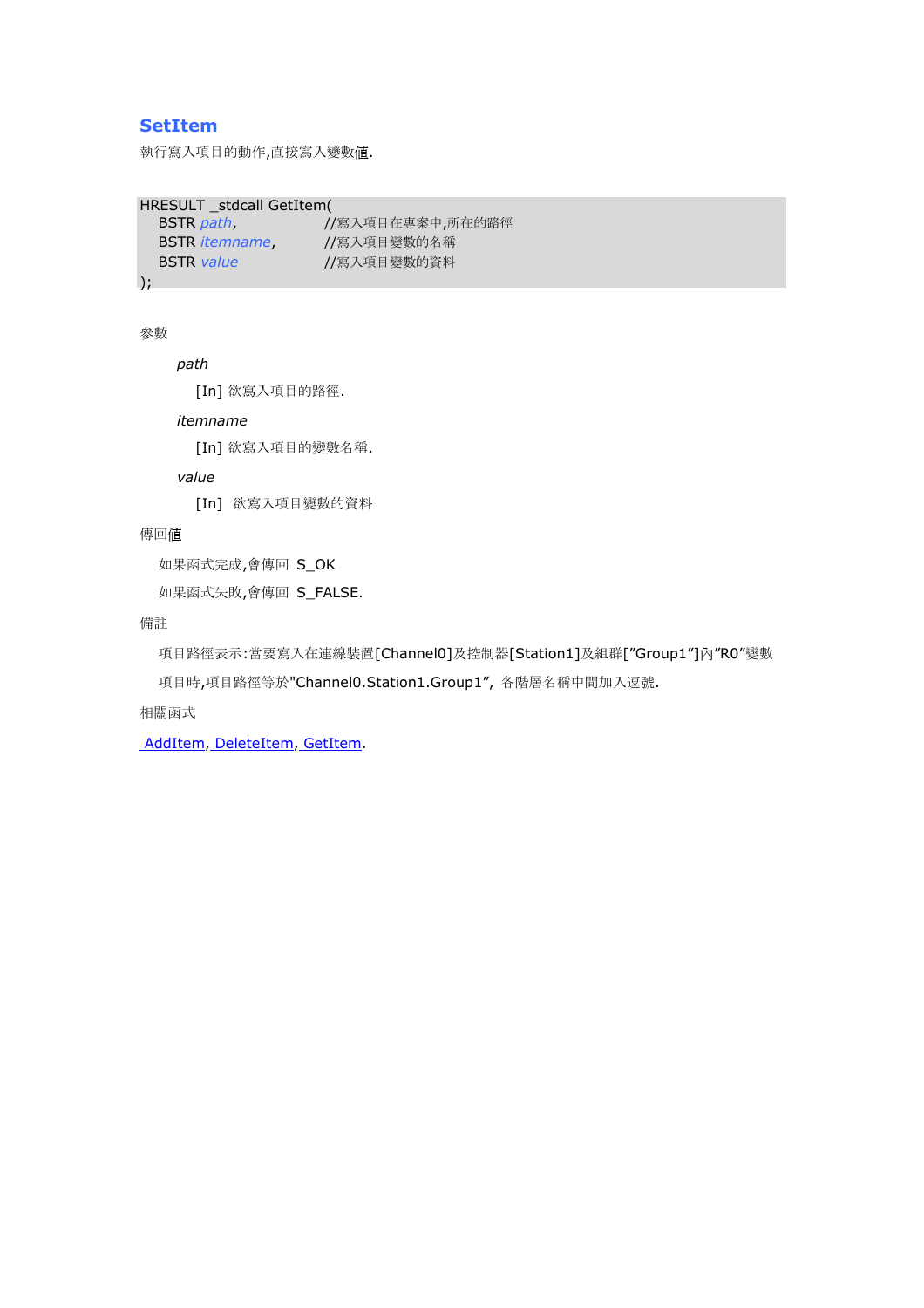## SetItem

執行寫入項目的動作,直接寫入變數值.

```
HRESULT _stdcall GetItem(
    BSTR path,              //寫入項目在專案中,所在的路徑
    BSTR itemname,          //寫入項目變數的名稱
    BSTR value              //寫入項目變數的資料
);
```

參數

*path*

[In] 欲寫入項目的路徑.

*itemname*

[In] 欲寫入項目的變數名稱.

*value*

[In] 欲寫入項目變數的資料

傳回值

如果函式完成,會傳回 S_OK

如果函式失敗,會傳回 S_FALSE.

備註

項目路徑表示:當要寫入在連線裝置[Channel0]及控制器[Station1]及組群[”Group1”]內”R0”變數項目時,項目路徑等於"Channel0.Station1.Group1”, 各階層名稱中間加入逗號.

相關函式

AddItem, DeleteItem, GetItem.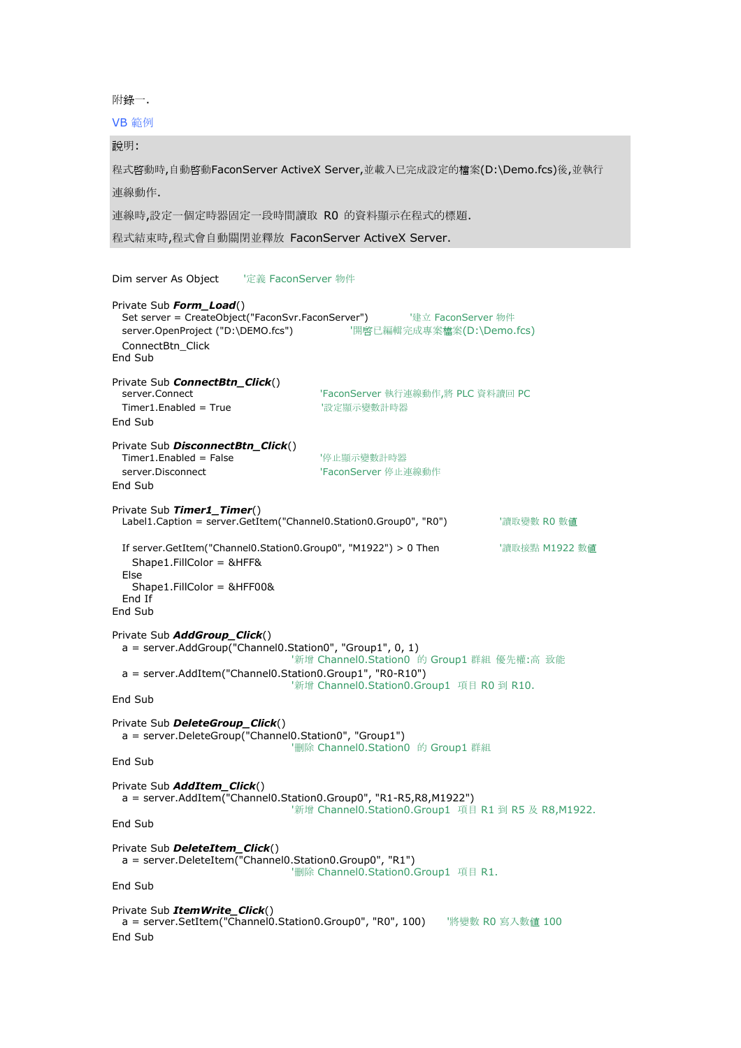附錄一.

VB 範例

說明:

程式啓動時,自動啓動FaconServer ActiveX Server,並載入已完成設定的檔案(D:\Demo.fcs)後,並執行連線動作.

連線時,設定一個定時器固定一段時間讀取 R0 的資料顯示在程式的標題.

程式結束時,程式會自動關閉並釋放 FaconServer ActiveX Server.

```
Dim server As Object       '定義 FaconServer 物件

Private Sub Form_Load()
   Set server = CreateObject("FaconSvr.FaconServer")          '建立 FaconServer 物件
   server.OpenProject ("D:\DEMO.fcs")               '開啓已編輯完成專案檔案(D:\Demo.fcs)
   ConnectBtn_Click
End Sub

Private Sub ConnectBtn_Click()
   server.Connect                               'FaconServer 執行連線動作,將 PLC 資料讀回 PC
   Timer1.Enabled = True                        '設定顯示變數計時器
End Sub

Private Sub DisconnectBtn_Click()
   Timer1.Enabled = False                       '停止顯示變數計時器
   server.Disconnect                            'FaconServer 停止連線動作
End Sub

Private Sub Timer1_Timer()
   Label1.Caption = server.GetItem("Channel0.Station0.Group0", "R0")             '讀取變數 R0 數值

   If server.GetItem("Channel0.Station0.Group0", "M1922") > 0 Then               '讀取接點 M1922 數值
      Shape1.FillColor = &HFF&
   Else
      Shape1.FillColor = &HFF00&
   End If
End Sub

Private Sub AddGroup_Click()
   a = server.AddGroup("Channel0.Station0", "Group1", 0, 1)
                                    '新增 Channel0.Station0  的 Group1 群組  優先權:高  致能
   a = server.AddItem("Channel0.Station0.Group1", "R0-R10")
                                    '新增 Channel0.Station0.Group1  項目 R0 到 R10.
End Sub

Private Sub DeleteGroup_Click()
   a = server.DeleteGroup("Channel0.Station0", "Group1")
                                    '刪除 Channel0.Station0  的 Group1 群組
End Sub

Private Sub AddItem_Click()
   a = server.AddItem("Channel0.Station0.Group0", "R1-R5,R8,M1922")
                                    '新增 Channel0.Station0.Group1  項目 R1 到 R5 及 R8,M1922.
End Sub

Private Sub DeleteItem_Click()
   a = server.DeleteItem("Channel0.Station0.Group0", "R1")
                                    '刪除 Channel0.Station0.Group1  項目 R1.
End Sub

Private Sub ItemWrite_Click()
   a = server.SetItem("Channel0.Station0.Group0", "R0", 100)      '將變數 R0 寫入數值 100
End Sub
```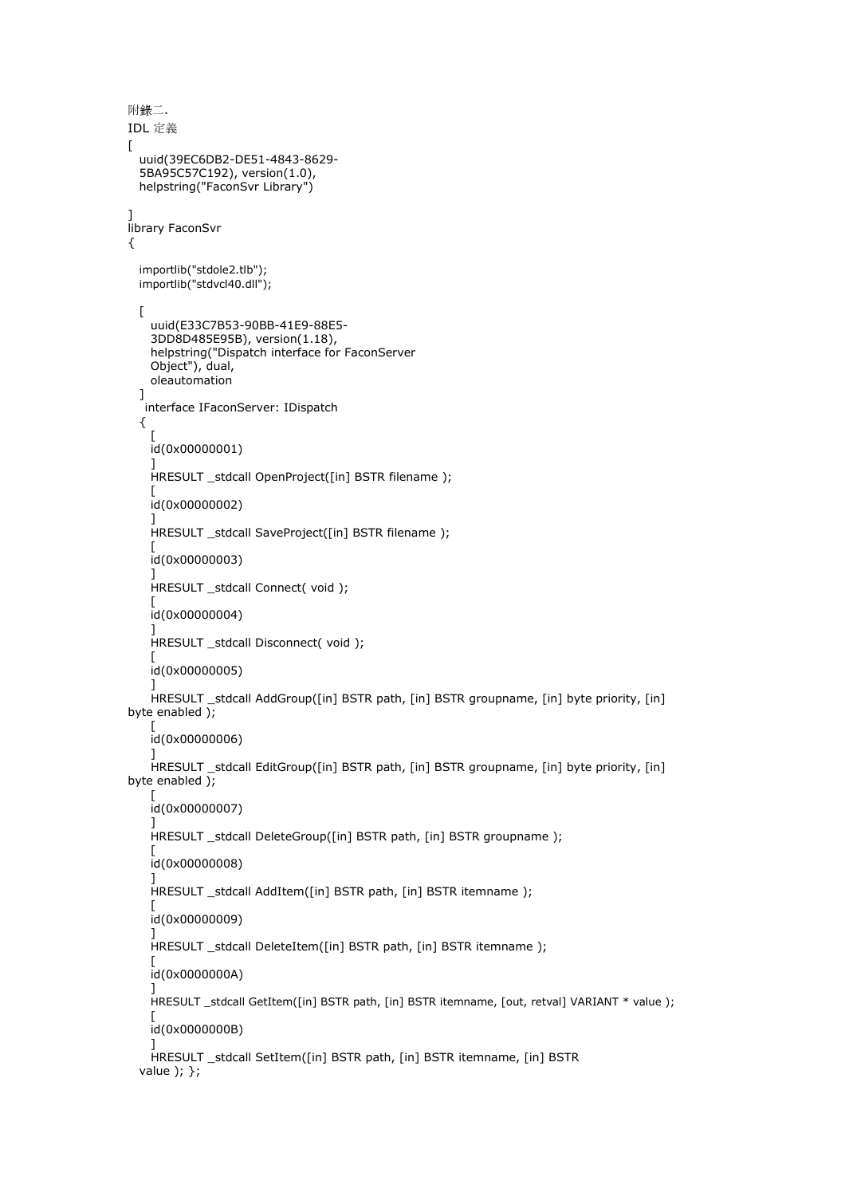附錄二.

IDL 定義

```
[
  uuid(39EC6DB2-DE51-4843-8629-
  5BA95C57C192), version(1.0),
  helpstring("FaconSvr Library")

]
library FaconSvr
{

  importlib("stdole2.tlb");
  importlib("stdvcl40.dll");

  [
    uuid(E33C7B53-90BB-41E9-88E5-
    3DD8D485E95B), version(1.18),
    helpstring("Dispatch interface for FaconServer
    Object"), dual,
    oleautomation
  ]
   interface IFaconServer: IDispatch
  {
    [
    id(0x00000001)
    ]
    HRESULT _stdcall OpenProject([in] BSTR filename );
    [
    id(0x00000002)
    ]
    HRESULT _stdcall SaveProject([in] BSTR filename );
    [
    id(0x00000003)
    ]
    HRESULT _stdcall Connect( void );
    [
    id(0x00000004)
    ]
    HRESULT _stdcall Disconnect( void );
    [
    id(0x00000005)
    ]
    HRESULT _stdcall AddGroup([in] BSTR path, [in] BSTR groupname, [in] byte priority, [in]
byte enabled );
    [
    id(0x00000006)
    ]
    HRESULT _stdcall EditGroup([in] BSTR path, [in] BSTR groupname, [in] byte priority, [in]
byte enabled );
    [
    id(0x00000007)
    ]
    HRESULT _stdcall DeleteGroup([in] BSTR path, [in] BSTR groupname );
    [
    id(0x00000008)
    ]
    HRESULT _stdcall AddItem([in] BSTR path, [in] BSTR itemname );
    [
    id(0x00000009)
    ]
    HRESULT _stdcall DeleteItem([in] BSTR path, [in] BSTR itemname );
    [
    id(0x0000000A)
    ]
    HRESULT _stdcall GetItem([in] BSTR path, [in] BSTR itemname, [out, retval] VARIANT * value );
    [
    id(0x0000000B)
    ]
    HRESULT _stdcall SetItem([in] BSTR path, [in] BSTR itemname, [in] BSTR
  value ); };
```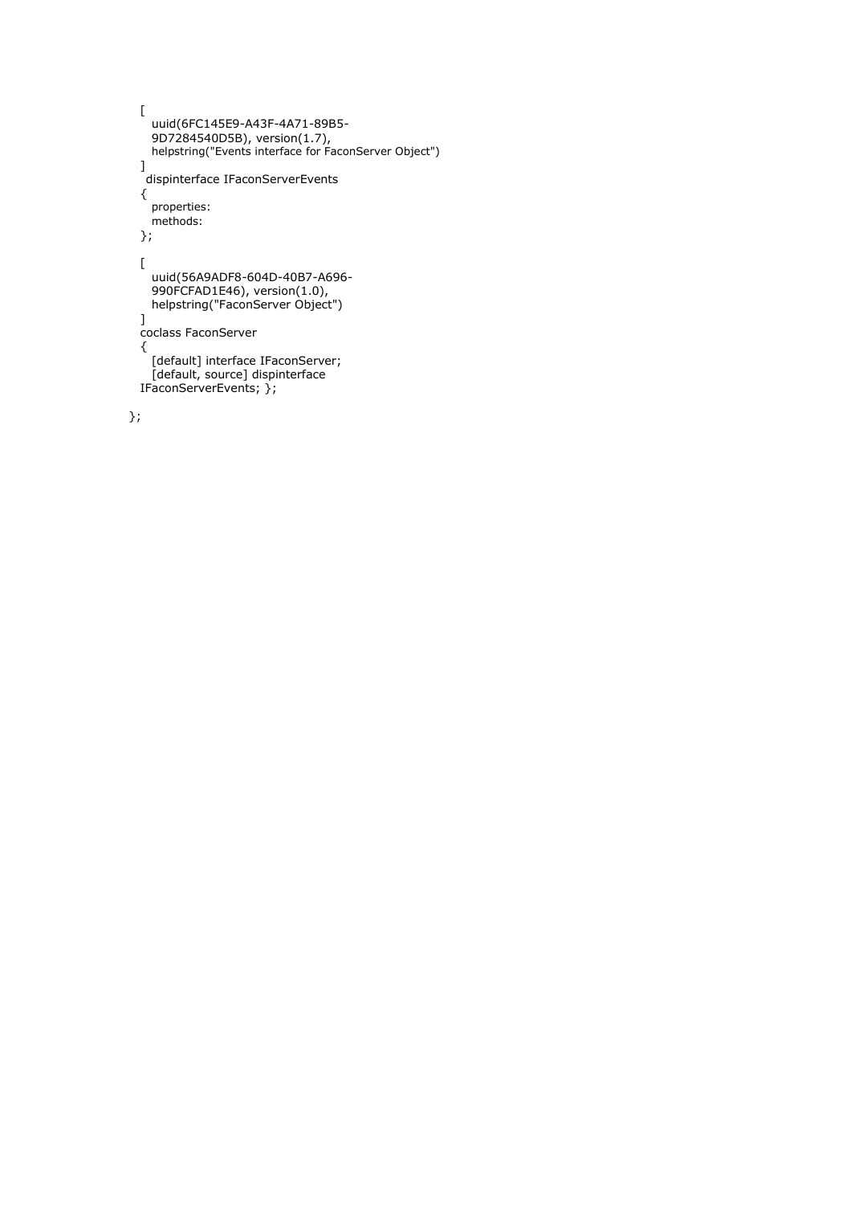```
   [
      uuid(6FC145E9-A43F-4A71-89B5-
      9D7284540D5B), version(1.7),
      helpstring("Events interface for FaconServer Object")
   ]
    dispinterface IFaconServerEvents
   {
      properties:
      methods:
   };

   [
      uuid(56A9ADF8-604D-40B7-A696-
      990FCFAD1E46), version(1.0),
      helpstring("FaconServer Object")
   ]
   coclass FaconServer
   {
      [default] interface IFaconServer;
      [default, source] dispinterface
   IFaconServerEvents; };

};
```